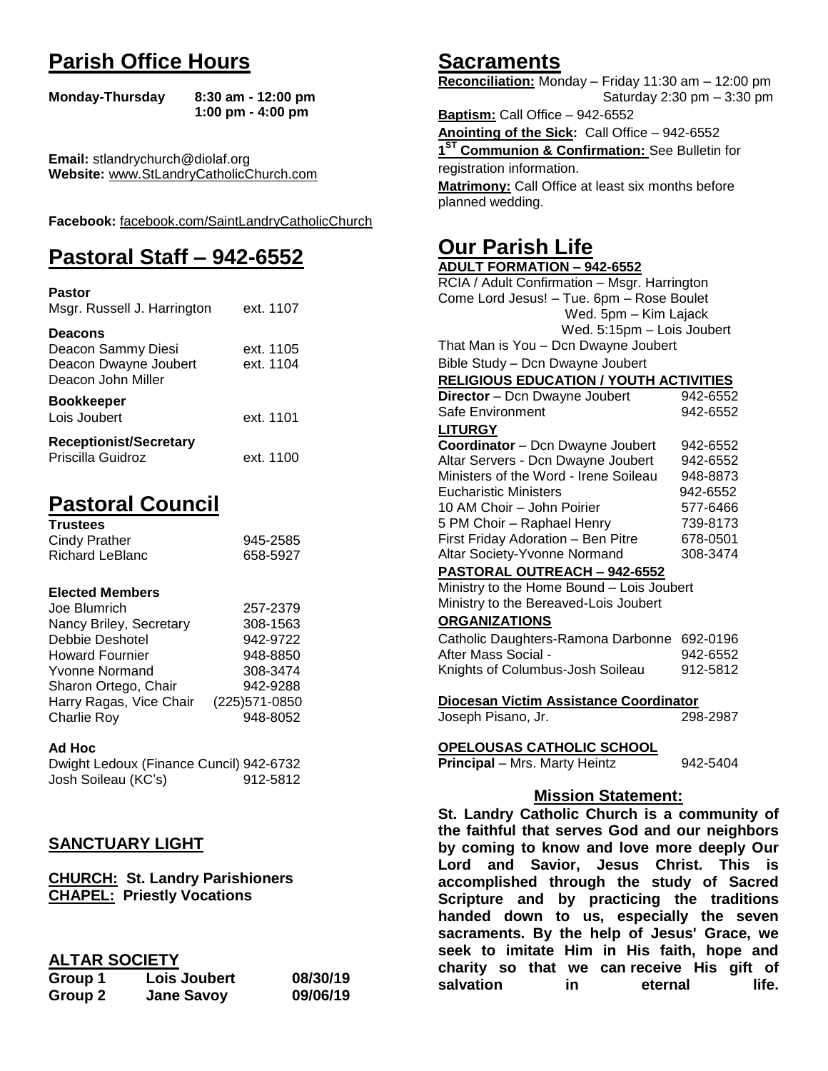# Parish Office Hours

**Monday-Thursday** **8:30 am - 12:00 pm**
**1:00 pm - 4:00 pm**

**Email:** stlandrychurch@diolaf.org
**Website:** www.StLandryCatholicChurch.com

**Facebook:** facebook.com/SaintLandryCatholicChurch

# Pastoral Staff – 942-6552

**Pastor**

| | |
|---|---|
| Msgr. Russell J. Harrington | ext. 1107 |

**Deacons**

| | |
|---|---|
| Deacon Sammy Diesi | ext. 1105 |
| Deacon Dwayne Joubert | ext. 1104 |
| Deacon John Miller | |

**Bookkeeper**

| | |
|---|---|
| Lois Joubert | ext. 1101 |

**Receptionist/Secretary**

| | |
|---|---|
| Priscilla Guidroz | ext. 1100 |

# Pastoral Council

**Trustees**

| | |
|---|---|
| Cindy Prather | 945-2585 |
| Richard LeBlanc | 658-5927 |

**Elected Members**

| | |
|---|---|
| Joe Blumrich | 257-2379 |
| Nancy Briley, Secretary | 308-1563 |
| Debbie Deshotel | 942-9722 |
| Howard Fournier | 948-8850 |
| Yvonne Normand | 308-3474 |
| Sharon Ortego, Chair | 942-9288 |
| Harry Ragas, Vice Chair | (225)571-0850 |
| Charlie Roy | 948-8052 |

**Ad Hoc**

| | |
|---|---|
| Dwight Ledoux (Finance Cuncil) | 942-6732 |
| Josh Soileau (KC's) | 912-5812 |

## SANCTUARY LIGHT

**CHURCH: St. Landry Parishioners**
**CHAPEL: Priestly Vocations**

## ALTAR SOCIETY

| | | |
|---|---|---|
| **Group 1** | **Lois Joubert** | **08/30/19** |
| **Group 2** | **Jane Savoy** | **09/06/19** |

# Sacraments

**Reconciliation:** Monday – Friday 11:30 am – 12:00 pm
Saturday 2:30 pm – 3:30 pm

**Baptism:** Call Office – 942-6552

**Anointing of the Sick:** Call Office – 942-6552

**1ST Communion & Confirmation:** See Bulletin for registration information.

**Matrimony:** Call Office at least six months before planned wedding.

# Our Parish Life

**ADULT FORMATION – 942-6552**

RCIA / Adult Confirmation – Msgr. Harrington
Come Lord Jesus! – Tue. 6pm – Rose Boulet
Wed. 5pm – Kim Lajack
Wed. 5:15pm – Lois Joubert
That Man is You – Dcn Dwayne Joubert
Bible Study – Dcn Dwayne Joubert

**RELIGIOUS EDUCATION / YOUTH ACTIVITIES**

| | |
|---|---|
| **Director** – Dcn Dwayne Joubert | 942-6552 |
| Safe Environment | 942-6552 |

**LITURGY**

| | |
|---|---|
| **Coordinator** – Dcn Dwayne Joubert | 942-6552 |
| Altar Servers - Dcn Dwayne Joubert | 942-6552 |
| Ministers of the Word - Irene Soileau | 948-8873 |
| Eucharistic Ministers | 942-6552 |
| 10 AM Choir – John Poirier | 577-6466 |
| 5 PM Choir – Raphael Henry | 739-8173 |
| First Friday Adoration – Ben Pitre | 678-0501 |
| Altar Society-Yvonne Normand | 308-3474 |

**PASTORAL OUTREACH – 942-6552**

Ministry to the Home Bound – Lois Joubert
Ministry to the Bereaved-Lois Joubert

**ORGANIZATIONS**

| | |
|---|---|
| Catholic Daughters-Ramona Darbonne | 692-0196 |
| After Mass Social - | 942-6552 |
| Knights of Columbus-Josh Soileau | 912-5812 |

**Diocesan Victim Assistance Coordinator**

| | |
|---|---|
| Joseph Pisano, Jr. | 298-2987 |

**OPELOUSAS CATHOLIC SCHOOL**

| | |
|---|---|
| **Principal** – Mrs. Marty Heintz | 942-5404 |

## Mission Statement:

**St. Landry Catholic Church is a community of the faithful that serves God and our neighbors by coming to know and love more deeply Our Lord and Savior, Jesus Christ. This is accomplished through the study of Sacred Scripture and by practicing the traditions handed down to us, especially the seven sacraments. By the help of Jesus' Grace, we seek to imitate Him in His faith, hope and charity so that we can receive His gift of salvation in eternal life.**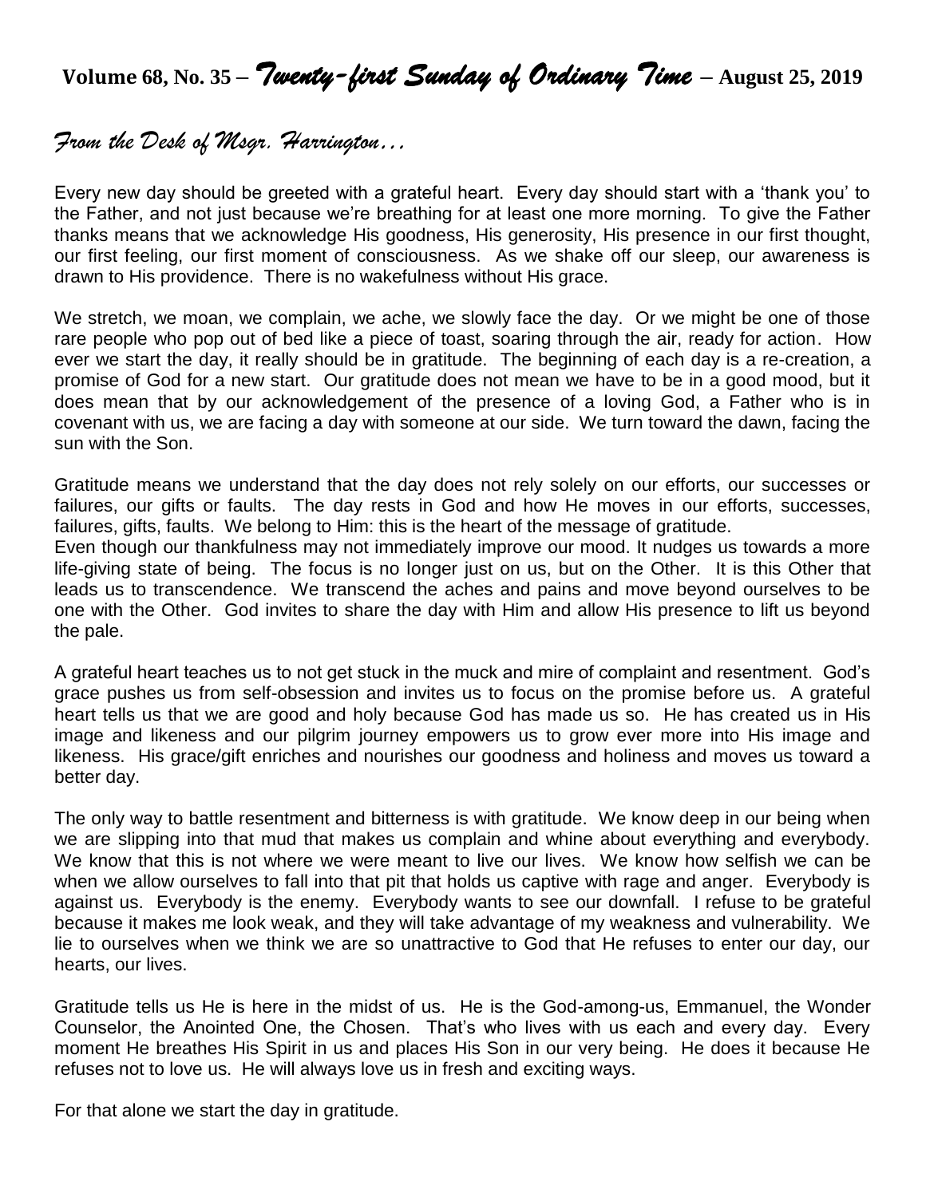# Volume 68, No. 35 – *Twenty-first Sunday of Ordinary Time* – August 25, 2019

## *From the Desk of Msgr. Harrington…*

Every new day should be greeted with a grateful heart. Every day should start with a 'thank you' to the Father, and not just because we're breathing for at least one more morning. To give the Father thanks means that we acknowledge His goodness, His generosity, His presence in our first thought, our first feeling, our first moment of consciousness. As we shake off our sleep, our awareness is drawn to His providence. There is no wakefulness without His grace.

We stretch, we moan, we complain, we ache, we slowly face the day. Or we might be one of those rare people who pop out of bed like a piece of toast, soaring through the air, ready for action. How ever we start the day, it really should be in gratitude. The beginning of each day is a re-creation, a promise of God for a new start. Our gratitude does not mean we have to be in a good mood, but it does mean that by our acknowledgement of the presence of a loving God, a Father who is in covenant with us, we are facing a day with someone at our side. We turn toward the dawn, facing the sun with the Son.

Gratitude means we understand that the day does not rely solely on our efforts, our successes or failures, our gifts or faults. The day rests in God and how He moves in our efforts, successes, failures, gifts, faults. We belong to Him: this is the heart of the message of gratitude.
Even though our thankfulness may not immediately improve our mood. It nudges us towards a more life-giving state of being. The focus is no longer just on us, but on the Other. It is this Other that leads us to transcendence. We transcend the aches and pains and move beyond ourselves to be one with the Other. God invites to share the day with Him and allow His presence to lift us beyond the pale.

A grateful heart teaches us to not get stuck in the muck and mire of complaint and resentment. God's grace pushes us from self-obsession and invites us to focus on the promise before us. A grateful heart tells us that we are good and holy because God has made us so. He has created us in His image and likeness and our pilgrim journey empowers us to grow ever more into His image and likeness. His grace/gift enriches and nourishes our goodness and holiness and moves us toward a better day.

The only way to battle resentment and bitterness is with gratitude. We know deep in our being when we are slipping into that mud that makes us complain and whine about everything and everybody. We know that this is not where we were meant to live our lives. We know how selfish we can be when we allow ourselves to fall into that pit that holds us captive with rage and anger. Everybody is against us. Everybody is the enemy. Everybody wants to see our downfall. I refuse to be grateful because it makes me look weak, and they will take advantage of my weakness and vulnerability. We lie to ourselves when we think we are so unattractive to God that He refuses to enter our day, our hearts, our lives.

Gratitude tells us He is here in the midst of us. He is the God-among-us, Emmanuel, the Wonder Counselor, the Anointed One, the Chosen. That's who lives with us each and every day. Every moment He breathes His Spirit in us and places His Son in our very being. He does it because He refuses not to love us. He will always love us in fresh and exciting ways.

For that alone we start the day in gratitude.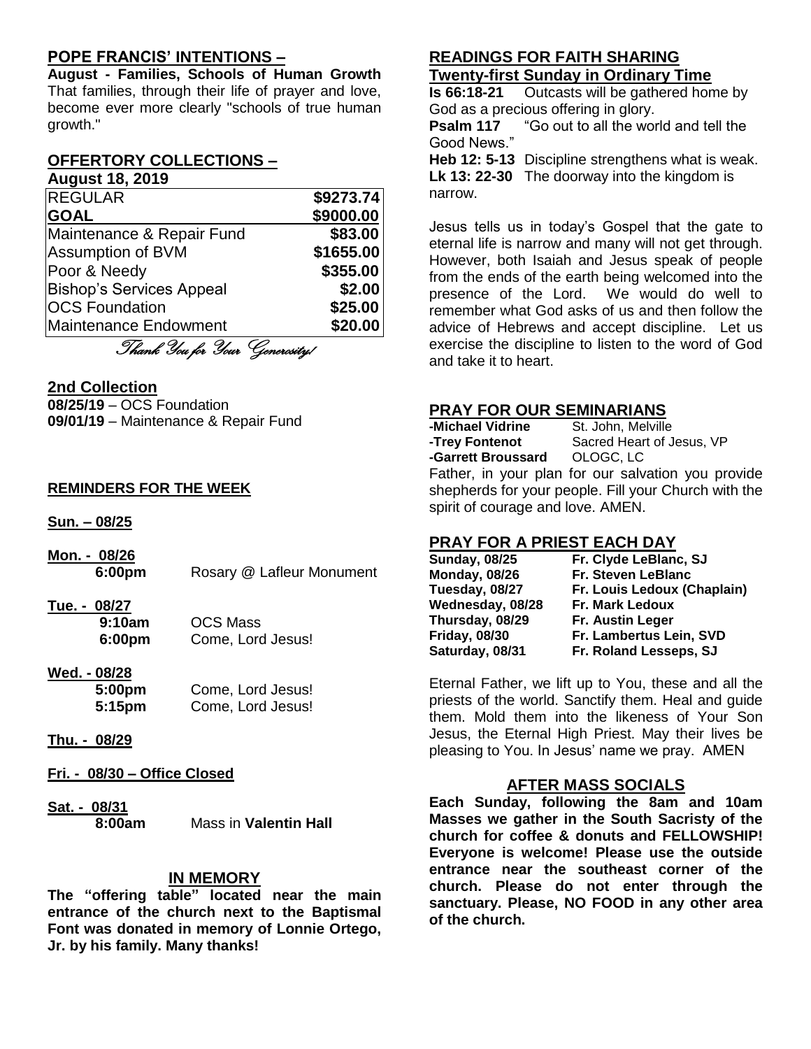## POPE FRANCIS' INTENTIONS –

**August - Families, Schools of Human Growth** That families, through their life of prayer and love, become ever more clearly "schools of true human growth."

## OFFERTORY COLLECTIONS –

**August 18, 2019**

| | |
|---|---|
| REGULAR | **\$9273.74** |
| **GOAL** | **\$9000.00** |
| Maintenance & Repair Fund | **\$83.00** |
| Assumption of BVM | **\$1655.00** |
| Poor & Needy | **\$355.00** |
| Bishop's Services Appeal | **\$2.00** |
| OCS Foundation | **\$25.00** |
| Maintenance Endowment | **\$20.00** |

*Thank You for Your Generosity!*

## 2nd Collection

**08/25/19** – OCS Foundation
**09/01/19** – Maintenance & Repair Fund

## REMINDERS FOR THE WEEK

**Sun. – 08/25**

**Mon. - 08/26**
**6:00pm** Rosary @ Lafleur Monument

**Tue. - 08/27**
**9:10am** OCS Mass
**6:00pm** Come, Lord Jesus!

**Wed. - 08/28**
**5:00pm** Come, Lord Jesus!
**5:15pm** Come, Lord Jesus!

**Thu. - 08/29**

**Fri. - 08/30 – Office Closed**

**Sat. - 08/31**
**8:00am** Mass in **Valentin Hall**

## IN MEMORY

**The "offering table" located near the main entrance of the church next to the Baptismal Font was donated in memory of Lonnie Ortego, Jr. by his family. Many thanks!**

## READINGS FOR FAITH SHARING

**Twenty-first Sunday in Ordinary Time**

**Is 66:18-21** Outcasts will be gathered home by God as a precious offering in glory.
**Psalm 117** "Go out to all the world and tell the Good News."
**Heb 12: 5-13** Discipline strengthens what is weak.
**Lk 13: 22-30** The doorway into the kingdom is narrow.

Jesus tells us in today's Gospel that the gate to eternal life is narrow and many will not get through. However, both Isaiah and Jesus speak of people from the ends of the earth being welcomed into the presence of the Lord. We would do well to remember what God asks of us and then follow the advice of Hebrews and accept discipline. Let us exercise the discipline to listen to the word of God and take it to heart.

## PRAY FOR OUR SEMINARIANS

**-Michael Vidrine** St. John, Melville
**-Trey Fontenot** Sacred Heart of Jesus, VP
**-Garrett Broussard** OLOGC, LC

Father, in your plan for our salvation you provide shepherds for your people. Fill your Church with the spirit of courage and love. AMEN.

## PRAY FOR A PRIEST EACH DAY

**Sunday, 08/25** **Fr. Clyde LeBlanc, SJ**
**Monday, 08/26** **Fr. Steven LeBlanc**
**Tuesday, 08/27** **Fr. Louis Ledoux (Chaplain)**
**Wednesday, 08/28** **Fr. Mark Ledoux**
**Thursday, 08/29** **Fr. Austin Leger**
**Friday, 08/30** **Fr. Lambertus Lein, SVD**
**Saturday, 08/31** **Fr. Roland Lesseps, SJ**

Eternal Father, we lift up to You, these and all the priests of the world. Sanctify them. Heal and guide them. Mold them into the likeness of Your Son Jesus, the Eternal High Priest. May their lives be pleasing to You. In Jesus' name we pray. AMEN

## AFTER MASS SOCIALS

**Each Sunday, following the 8am and 10am Masses we gather in the South Sacristy of the church for coffee & donuts and FELLOWSHIP! Everyone is welcome! Please use the outside entrance near the southeast corner of the church. Please do not enter through the sanctuary. Please, NO FOOD in any other area of the church.**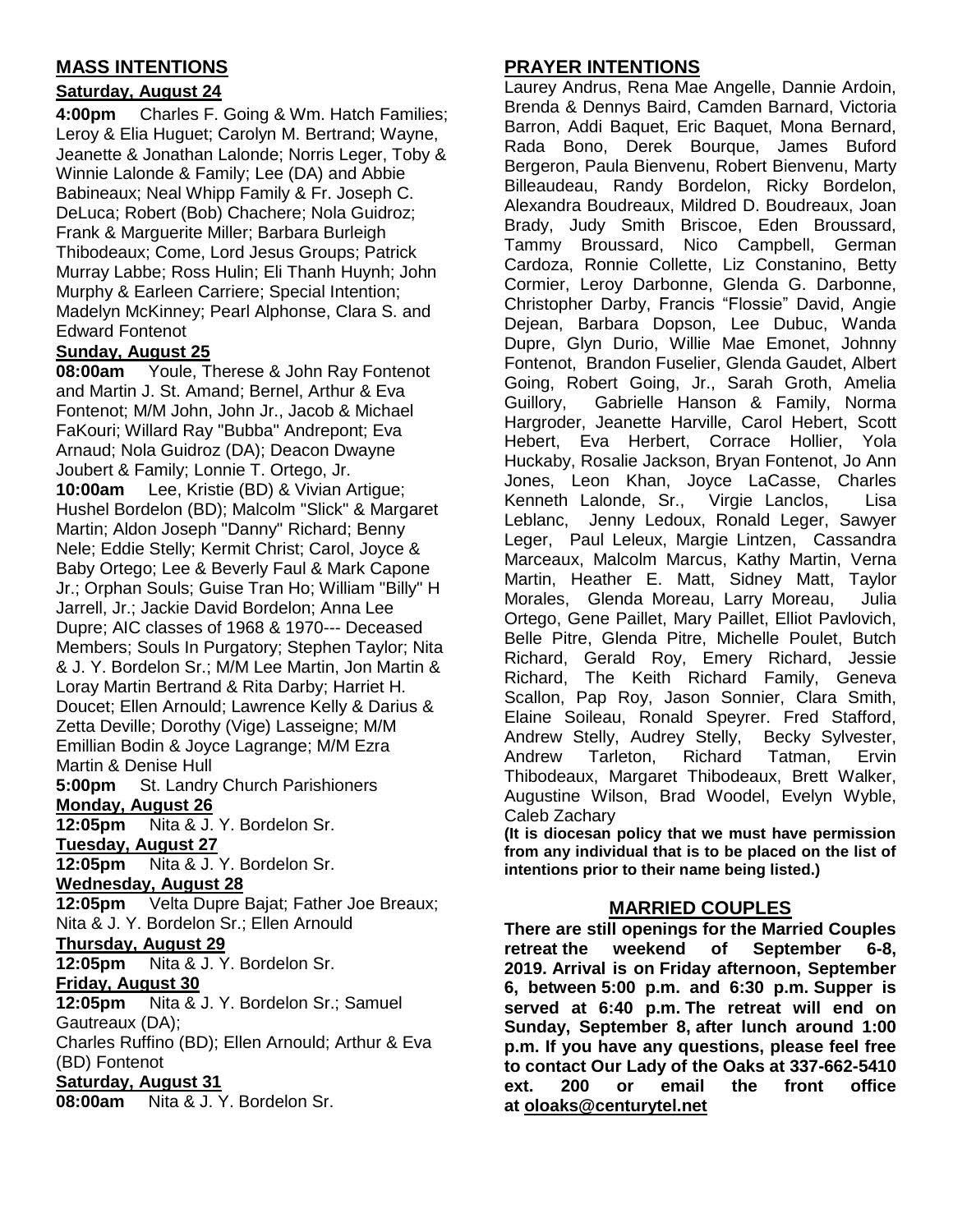## MASS INTENTIONS

**Saturday, August 24**

**4:00pm** Charles F. Going & Wm. Hatch Families; Leroy & Elia Huguet; Carolyn M. Bertrand; Wayne, Jeanette & Jonathan Lalonde; Norris Leger, Toby & Winnie Lalonde & Family; Lee (DA) and Abbie Babineaux; Neal Whipp Family & Fr. Joseph C. DeLuca; Robert (Bob) Chachere; Nola Guidroz; Frank & Marguerite Miller; Barbara Burleigh Thibodeaux; Come, Lord Jesus Groups; Patrick Murray Labbe; Ross Hulin; Eli Thanh Huynh; John Murphy & Earleen Carriere; Special Intention; Madelyn McKinney; Pearl Alphonse, Clara S. and Edward Fontenot

**Sunday, August 25**

**08:00am** Youle, Therese & John Ray Fontenot and Martin J. St. Amand; Bernel, Arthur & Eva Fontenot; M/M John, John Jr., Jacob & Michael FaKouri; Willard Ray "Bubba" Andrepont; Eva Arnaud; Nola Guidroz (DA); Deacon Dwayne Joubert & Family; Lonnie T. Ortego, Jr.

**10:00am** Lee, Kristie (BD) & Vivian Artigue; Hushel Bordelon (BD); Malcolm "Slick" & Margaret Martin; Aldon Joseph "Danny" Richard; Benny Nele; Eddie Stelly; Kermit Christ; Carol, Joyce & Baby Ortego; Lee & Beverly Faul & Mark Capone Jr.; Orphan Souls; Guise Tran Ho; William "Billy" H Jarrell, Jr.; Jackie David Bordelon; Anna Lee Dupre; AIC classes of 1968 & 1970--- Deceased Members; Souls In Purgatory; Stephen Taylor; Nita & J. Y. Bordelon Sr.; M/M Lee Martin, Jon Martin & Loray Martin Bertrand & Rita Darby; Harriet H. Doucet; Ellen Arnould; Lawrence Kelly & Darius & Zetta Deville; Dorothy (Vige) Lasseigne; M/M Emillian Bodin & Joyce Lagrange; M/M Ezra Martin & Denise Hull

**5:00pm** St. Landry Church Parishioners

**Monday, August 26**

**12:05pm** Nita & J. Y. Bordelon Sr.

**Tuesday, August 27**

**12:05pm** Nita & J. Y. Bordelon Sr.

**Wednesday, August 28**

**12:05pm** Velta Dupre Bajat; Father Joe Breaux; Nita & J. Y. Bordelon Sr.; Ellen Arnould

**Thursday, August 29**

**12:05pm** Nita & J. Y. Bordelon Sr.

**Friday, August 30**

**12:05pm** Nita & J. Y. Bordelon Sr.; Samuel Gautreaux (DA);
Charles Ruffino (BD); Ellen Arnould; Arthur & Eva (BD) Fontenot

**Saturday, August 31**

**08:00am** Nita & J. Y. Bordelon Sr.

## PRAYER INTENTIONS

Laurey Andrus, Rena Mae Angelle, Dannie Ardoin, Brenda & Dennys Baird, Camden Barnard, Victoria Barron, Addi Baquet, Eric Baquet, Mona Bernard, Rada Bono, Derek Bourque, James Buford Bergeron, Paula Bienvenu, Robert Bienvenu, Marty Billeaudeau, Randy Bordelon, Ricky Bordelon, Alexandra Boudreaux, Mildred D. Boudreaux, Joan Brady, Judy Smith Briscoe, Eden Broussard, Tammy Broussard, Nico Campbell, German Cardoza, Ronnie Collette, Liz Constanino, Betty Cormier, Leroy Darbonne, Glenda G. Darbonne, Christopher Darby, Francis "Flossie" David, Angie Dejean, Barbara Dopson, Lee Dubuc, Wanda Dupre, Glyn Durio, Willie Mae Emonet, Johnny Fontenot, Brandon Fuselier, Glenda Gaudet, Albert Going, Robert Going, Jr., Sarah Groth, Amelia Guillory, Gabrielle Hanson & Family, Norma Hargroder, Jeanette Harville, Carol Hebert, Scott Hebert, Eva Herbert, Corrace Hollier, Yola Huckaby, Rosalie Jackson, Bryan Fontenot, Jo Ann Jones, Leon Khan, Joyce LaCasse, Charles Kenneth Lalonde, Sr., Virgie Lanclos, Lisa Leblanc, Jenny Ledoux, Ronald Leger, Sawyer Leger, Paul Leleux, Margie Lintzen, Cassandra Marceaux, Malcolm Marcus, Kathy Martin, Verna Martin, Heather E. Matt, Sidney Matt, Taylor Morales, Glenda Moreau, Larry Moreau, Julia Ortego, Gene Paillet, Mary Paillet, Elliot Pavlovich, Belle Pitre, Glenda Pitre, Michelle Poulet, Butch Richard, Gerald Roy, Emery Richard, Jessie Richard, The Keith Richard Family, Geneva Scallon, Pap Roy, Jason Sonnier, Clara Smith, Elaine Soileau, Ronald Speyrer. Fred Stafford, Andrew Stelly, Audrey Stelly, Becky Sylvester, Andrew Tarleton, Richard Tatman, Ervin Thibodeaux, Margaret Thibodeaux, Brett Walker, Augustine Wilson, Brad Woodel, Evelyn Wyble, Caleb Zachary

**(It is diocesan policy that we must have permission from any individual that is to be placed on the list of intentions prior to their name being listed.)**

## MARRIED COUPLES

**There are still openings for the Married Couples retreat the weekend of September 6-8, 2019. Arrival is on Friday afternoon, September 6, between 5:00 p.m. and 6:30 p.m. Supper is served at 6:40 p.m. The retreat will end on Sunday, September 8, after lunch around 1:00 p.m. If you have any questions, please feel free to contact Our Lady of the Oaks at 337-662-5410 ext. 200 or email the front office at oloaks@centurytel.net**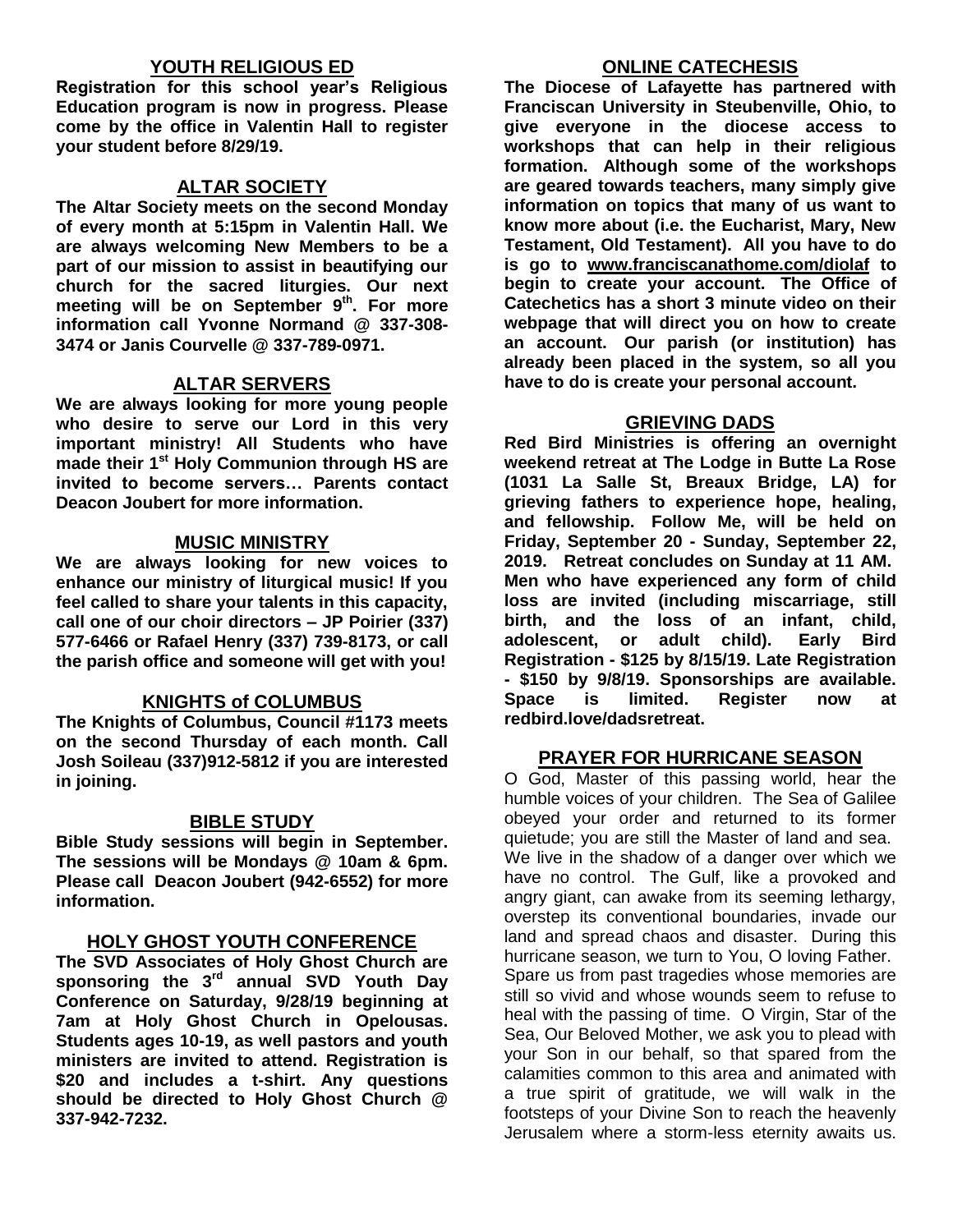## YOUTH RELIGIOUS ED

**Registration for this school year's Religious Education program is now in progress. Please come by the office in Valentin Hall to register your student before 8/29/19.**

## ALTAR SOCIETY

**The Altar Society meets on the second Monday of every month at 5:15pm in Valentin Hall. We are always welcoming New Members to be a part of our mission to assist in beautifying our church for the sacred liturgies. Our next meeting will be on September 9th. For more information call Yvonne Normand @ 337-308-3474 or Janis Courvelle @ 337-789-0971.**

## ALTAR SERVERS

**We are always looking for more young people who desire to serve our Lord in this very important ministry! All Students who have made their 1st Holy Communion through HS are invited to become servers… Parents contact Deacon Joubert for more information.**

## MUSIC MINISTRY

**We are always looking for new voices to enhance our ministry of liturgical music! If you feel called to share your talents in this capacity, call one of our choir directors – JP Poirier (337) 577-6466 or Rafael Henry (337) 739-8173, or call the parish office and someone will get with you!**

## KNIGHTS of COLUMBUS

**The Knights of Columbus, Council #1173 meets on the second Thursday of each month. Call Josh Soileau (337)912-5812 if you are interested in joining.**

## BIBLE STUDY

**Bible Study sessions will begin in September. The sessions will be Mondays @ 10am & 6pm. Please call Deacon Joubert (942-6552) for more information.**

## HOLY GHOST YOUTH CONFERENCE

**The SVD Associates of Holy Ghost Church are sponsoring the 3rd annual SVD Youth Day Conference on Saturday, 9/28/19 beginning at 7am at Holy Ghost Church in Opelousas. Students ages 10-19, as well pastors and youth ministers are invited to attend. Registration is $20 and includes a t-shirt. Any questions should be directed to Holy Ghost Church @ 337-942-7232.**

## ONLINE CATECHESIS

**The Diocese of Lafayette has partnered with Franciscan University in Steubenville, Ohio, to give everyone in the diocese access to workshops that can help in their religious formation. Although some of the workshops are geared towards teachers, many simply give information on topics that many of us want to know more about (i.e. the Eucharist, Mary, New Testament, Old Testament). All you have to do is go to www.franciscanathome.com/diolaf to begin to create your account. The Office of Catechetics has a short 3 minute video on their webpage that will direct you on how to create an account. Our parish (or institution) has already been placed in the system, so all you have to do is create your personal account.**

## GRIEVING DADS

**Red Bird Ministries is offering an overnight weekend retreat at The Lodge in Butte La Rose (1031 La Salle St, Breaux Bridge, LA) for grieving fathers to experience hope, healing, and fellowship. Follow Me, will be held on Friday, September 20 - Sunday, September 22, 2019. Retreat concludes on Sunday at 11 AM. Men who have experienced any form of child loss are invited (including miscarriage, still birth, and the loss of an infant, child, adolescent, or adult child). Early Bird Registration - $125 by 8/15/19. Late Registration - $150 by 9/8/19. Sponsorships are available. Space is limited. Register now at redbird.love/dadsretreat.**

## PRAYER FOR HURRICANE SEASON

O God, Master of this passing world, hear the humble voices of your children. The Sea of Galilee obeyed your order and returned to its former quietude; you are still the Master of land and sea. We live in the shadow of a danger over which we have no control. The Gulf, like a provoked and angry giant, can awake from its seeming lethargy, overstep its conventional boundaries, invade our land and spread chaos and disaster. During this hurricane season, we turn to You, O loving Father. Spare us from past tragedies whose memories are still so vivid and whose wounds seem to refuse to heal with the passing of time. O Virgin, Star of the Sea, Our Beloved Mother, we ask you to plead with your Son in our behalf, so that spared from the calamities common to this area and animated with a true spirit of gratitude, we will walk in the footsteps of your Divine Son to reach the heavenly Jerusalem where a storm-less eternity awaits us.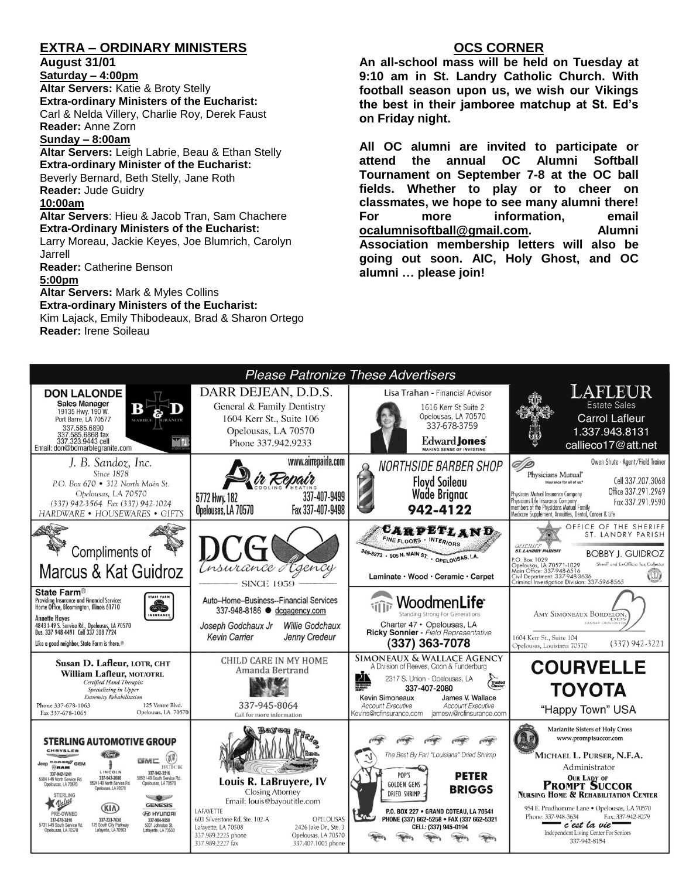## EXTRA – ORDINARY MINISTERS

**August 31/01**

**Saturday – 4:00pm**

**Altar Servers:** Katie & Broty Stelly
**Extra-ordinary Ministers of the Eucharist:**
Carl & Nelda Villery, Charlie Roy, Derek Faust
**Reader:** Anne Zorn

**Sunday – 8:00am**

**Altar Servers:** Leigh Labrie, Beau & Ethan Stelly
**Extra-ordinary Minister of the Eucharist:**
Beverly Bernard, Beth Stelly, Jane Roth
**Reader:** Jude Guidry

**10:00am**

**Altar Servers**: Hieu & Jacob Tran, Sam Chachere
**Extra-Ordinary Ministers of the Eucharist:**
Larry Moreau, Jackie Keyes, Joe Blumrich, Carolyn Jarrell
**Reader:** Catherine Benson

**5:00pm**

**Altar Servers:** Mark & Myles Collins
**Extra-ordinary Ministers of the Eucharist:**
Kim Lajack, Emily Thibodeaux, Brad & Sharon Ortego
**Reader:** Irene Soileau

## OCS CORNER

**An all-school mass will be held on Tuesday at 9:10 am in St. Landry Catholic Church. With football season upon us, we wish our Vikings the best in their jamboree matchup at St. Ed's on Friday night.**

**All OC alumni are invited to participate or attend the annual OC Alumni Softball Tournament on September 7-8 at the OC ball fields. Whether to play or to cheer on classmates, we hope to see many alumni there! For more information, email ocalumnisoftball@gmail.com. Alumni Association membership letters will also be going out soon. AIC, Holy Ghost, and OC alumni … please join!**

## *Please Patronize These Advertisers*

**DON LALONDE** Sales Manager
19135 Hwy. 190 W.
Port Barre, LA 70577
337.585.6890
337.585.6868 fax
337.323.9443 cell
Email: don@bdmarblegranite.com
B & D Marble Granite

DARR DEJEAN, D.D.S.
General & Family Dentistry
1604 Kerr St., Suite 106
Opelousas, LA 70570
Phone 337.942.9233

Lisa Trahan - Financial Advisor
1616 Kerr St Suite 2
Opelousas, LA 70570
337-678-3759
Edward Jones — Making Sense of Investing

LAFLEUR Estate Sales
Carrol Lafleur
1.337.943.8131
callieco17@att.net

J. B. Sandoz, Inc.
Since 1878
P.O. Box 670 • 312 North Main St.
Opelousas, LA 70570
(337) 942-3564 Fax (337) 942-1024
HARDWARE • HOUSEWARES • GIFTS

www.airrepairla.com
Air Repair Cooling Heating
5772 Hwy. 182
Opelousas, LA 70570
337-407-9499
Fax 337-407-9498

NORTHSIDE BARBER SHOP
Floyd Soileau
Wade Brignac
942-4122

Physicians Mutual — Insurance for all of us.
Owen Shute - Agent/Field Trainer
Cell 337.207.3068
Office 337.291.2969
Fax 337.291.9590
Physicians Mutual Insurance Company
Physicians Life Insurance Company
members of the Physicians Mutual Family
Medicare Supplement, Annuities, Dental, Cancer & Life

Compliments of
Marcus & Kat Guidroz

DCG Insurance Agency
SINCE 1959

CARPETLAND
FINE FLOORS • INTERIORS
948-8273 • 905 N. MAIN ST. • OPELOUSAS, LA.
Laminate • Wood • Ceramic • Carpet

OFFICE OF THE SHERIFF
ST. LANDRY PARISH
BOBBY J. GUIDROZ
Sheriff and Ex-Officio Tax Collector
P.O. Box 1029
Opelousas, LA 70571-1029
Main Office: 337-948-6516
Civil Department: 337-948-3636
Criminal Investigation Division: 337-594-8565

State Farm®
Providing Insurance and Financial Services
Home Office, Bloomington, Illinois 61710
Annette Hayes
4843 I-49 S. Service Rd., Opelousas, LA 70570
Bus. 337 948 4491 Cell 337 308 7724
Like a good neighbor, State Farm is there.®

Auto–Home–Business--Financial Services
337-948-8186 ● dcgagency.com
Joseph Godchaux Jr
Willie Godchaux
Kevin Carrier
Jenny Credeur

WoodmenLife
Standing Strong For Generations
Charter 47 • Opelousas, LA
Ricky Sonnier - *Field Representative*
(337) 363-7078

AMY SIMONEAUX BORDELON, DDS
FAMILY DENTISTRY
1604 Kerr St., Suite 104
Opelousas, Louisiana 70570
(337) 942-3221

Susan D. Lafleur, LOTR, CHT
William Lafleur, MOT/OTRL
*Certified Hand Therapist*
*Specializing in Upper*
*Extremity Rehabilitation*
Phone 337-678-1063
Fax 337-678-1065
125 Ventre Blvd.
Opelousas, LA 70570

CHILD CARE IN MY HOME
Amanda Bertrand
337-945-8064
Call for more information

SIMONEAUX & WALLACE AGENCY
A Division of Reeves, Coon & Funderburg
2317 S. Union - Opelousas, LA
337-407-2080
Kevin Simoneaux — *Account Executive* — Kevins@rcfinsurance.com
James V. Wallace — *Account Executive* — jamesw@rcfinsurance.com

COURVELLE TOYOTA
"Happy Town" USA

STERLING AUTOMOTIVE GROUP
Chrysler Jeep Dodge Ram — 337-942-1241 — 5504 I-49 North Service Rd. Opelousas, LA 70570
Lincoln — 337-942-2686 — 5524 I-49 North Service Rd. Opelousas, LA 70570
GMC Buick — 337-942-3516 — 5853 I-49 South Service Rd. Opelousas, LA 70570
Sterling Value Pre-Owned — 337-678-3810 — 5731 I-49 South Service Rd. Opelousas, LA 70570
Kia — 337-233-7630 — 125 South City Parkway Lafayette, LA 70503
Genesis Hyundai — 337-984-9050 — 5001 Johnston St. Lafayette, LA 70503

Bayou Title, Inc.
Louis R. LaBruyere, IV
Closing Attorney
Email: louis@bayoutitle.com
LAFAYETTE
603 Silverstone Rd, Ste. 102-A
Lafayette, LA 70508
337.989.2225 phone
337.989.2227 fax
OPELOUSAS
2426 Jake Dr., Ste. 3
Opelousas, LA 70570
337.407.1005 phone

The Best By Far! "Louisiana" Dried Shrimp
POP'S GOLDEN GEMS DRIED SHRIMP
PETER BRIGGS
P.O. BOX 227 • GRAND COTEAU, LA 70541
PHONE (337) 662-5258 • FAX (337 662-5321
CELL: (337) 945-0194

Marianite Sisters of Holy Cross
www.promptsuccor.com
MICHAEL L. PURSER, N.F.A.
Administrator
OUR LADY OF PROMPT SUCCOR
NURSING HOME & REHABILITATION CENTER
954 E. Prudhomme Lane • Opelousas, LA 70570
Phone: 337-948-3634 Fax: 337-942-8279
c'est la vie
Independent Living Center For Seniors
337-942-8154